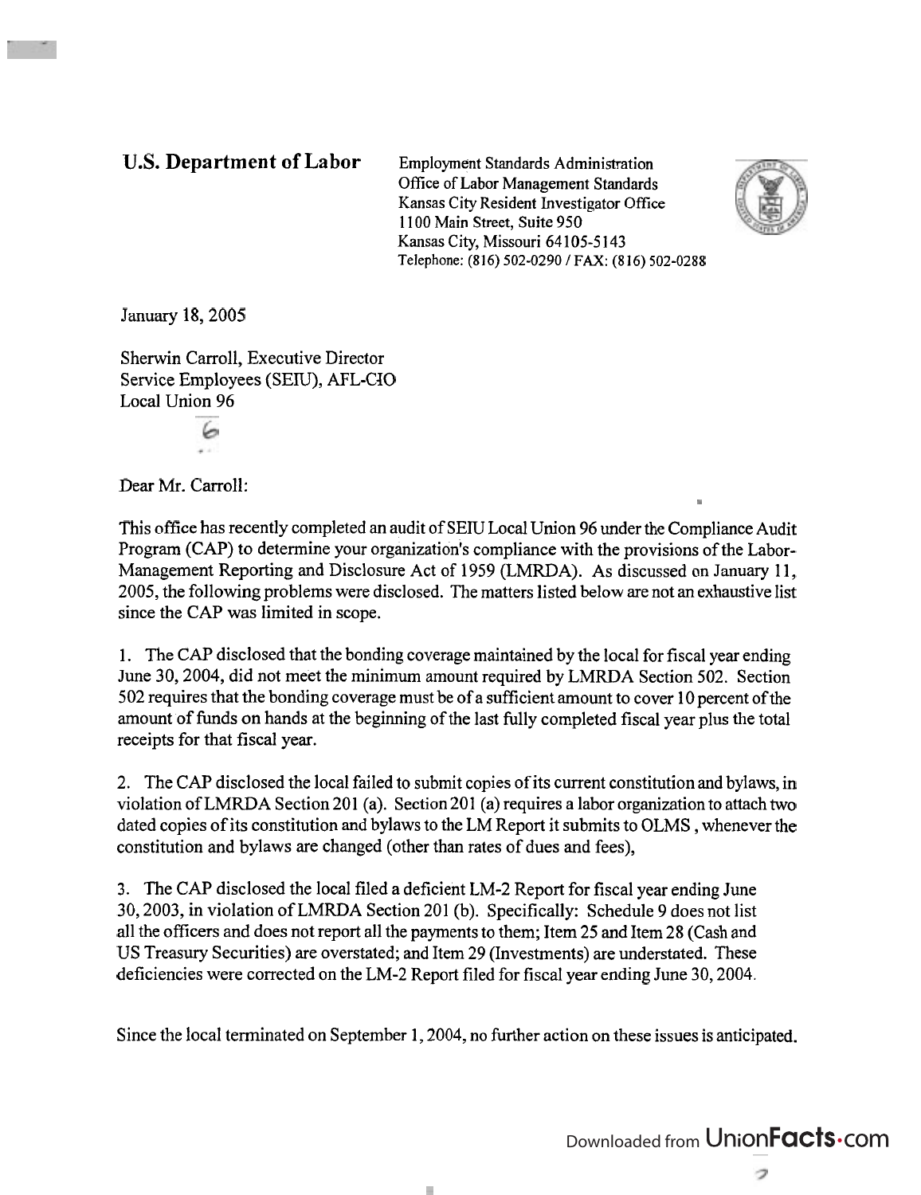**U.S. Department of Labor**

Employment Standards Administration
Office of Labor Management Standards
Kansas City Resident Investigator Office
1100 Main Street, Suite 950
Kansas City, Missouri 64105-5143
Telephone: (816) 502-0290 / FAX: (816) 502-0288

January 18, 2005

Sherwin Carroll, Executive Director
Service Employees (SEIU), AFL-CIO
Local Union 96

Dear Mr. Carroll:

This office has recently completed an audit of SEIU Local Union 96 under the Compliance Audit Program (CAP) to determine your organization's compliance with the provisions of the Labor-Management Reporting and Disclosure Act of 1959 (LMRDA). As discussed on January 11, 2005, the following problems were disclosed. The matters listed below are not an exhaustive list since the CAP was limited in scope.

1. The CAP disclosed that the bonding coverage maintained by the local for fiscal year ending June 30, 2004, did not meet the minimum amount required by LMRDA Section 502. Section 502 requires that the bonding coverage must be of a sufficient amount to cover 10 percent of the amount of funds on hands at the beginning of the last fully completed fiscal year plus the total receipts for that fiscal year.

2. The CAP disclosed the local failed to submit copies of its current constitution and bylaws, in violation of LMRDA Section 201 (a). Section 201 (a) requires a labor organization to attach two dated copies of its constitution and bylaws to the LM Report it submits to OLMS , whenever the constitution and bylaws are changed (other than rates of dues and fees),

3. The CAP disclosed the local filed a deficient LM-2 Report for fiscal year ending June 30, 2003, in violation of LMRDA Section 201 (b). Specifically: Schedule 9 does not list all the officers and does not report all the payments to them; Item 25 and Item 28 (Cash and US Treasury Securities) are overstated; and Item 29 (Investments) are understated. These deficiencies were corrected on the LM-2 Report filed for fiscal year ending June 30, 2004.

Since the local terminated on September 1, 2004, no further action on these issues is anticipated.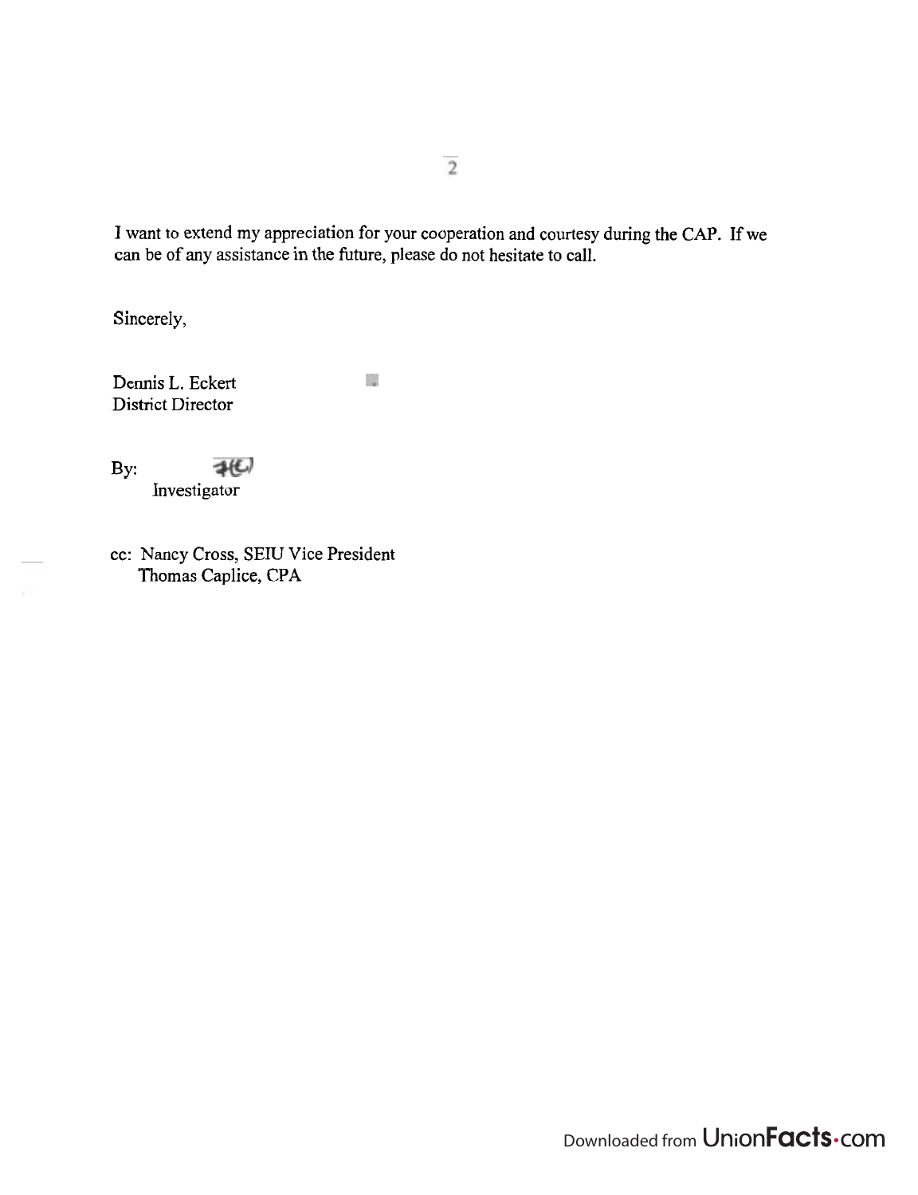I want to extend my appreciation for your cooperation and courtesy during the CAP. If we can be of any assistance in the future, please do not hesitate to call.

Sincerely,

Dennis L. Eckert
District Director

By: 7(C)
Investigator

cc: Nancy Cross, SEIU Vice President
Thomas Caplice, CPA

Downloaded from UnionFacts.com